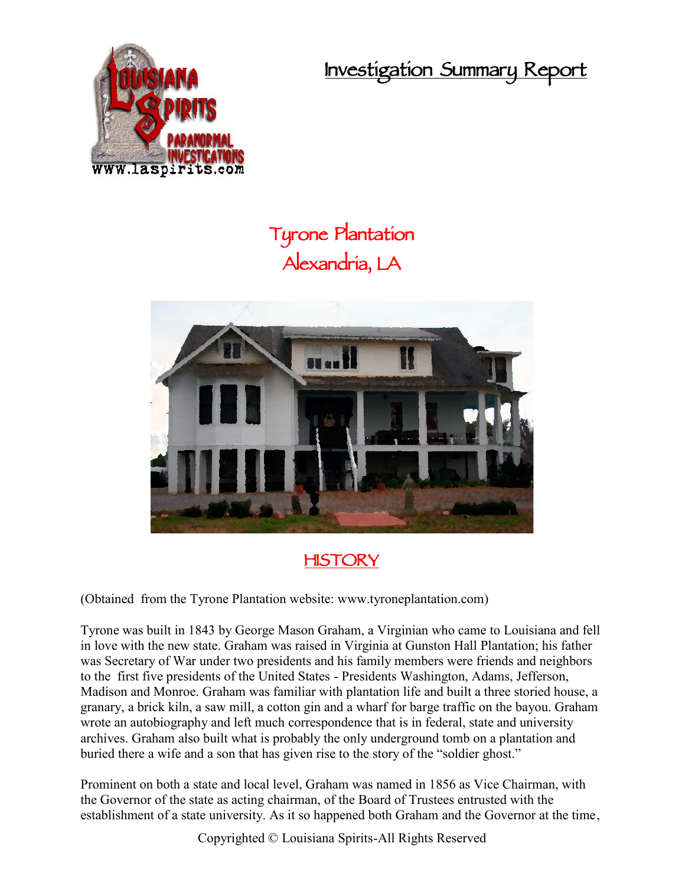# Investigation Summary Report

## Tyrone Plantation
## Alexandria, LA

## HISTORY

(Obtained from the Tyrone Plantation website: www.tyroneplantation.com)

Tyrone was built in 1843 by George Mason Graham, a Virginian who came to Louisiana and fell in love with the new state. Graham was raised in Virginia at Gunston Hall Plantation; his father was Secretary of War under two presidents and his family members were friends and neighbors to the first five presidents of the United States - Presidents Washington, Adams, Jefferson, Madison and Monroe. Graham was familiar with plantation life and built a three storied house, a granary, a brick kiln, a saw mill, a cotton gin and a wharf for barge traffic on the bayou. Graham wrote an autobiography and left much correspondence that is in federal, state and university archives. Graham also built what is probably the only underground tomb on a plantation and buried there a wife and a son that has given rise to the story of the "soldier ghost."

Prominent on both a state and local level, Graham was named in 1856 as Vice Chairman, with the Governor of the state as acting chairman, of the Board of Trustees entrusted with the establishment of a state university. As it so happened both Graham and the Governor at the time,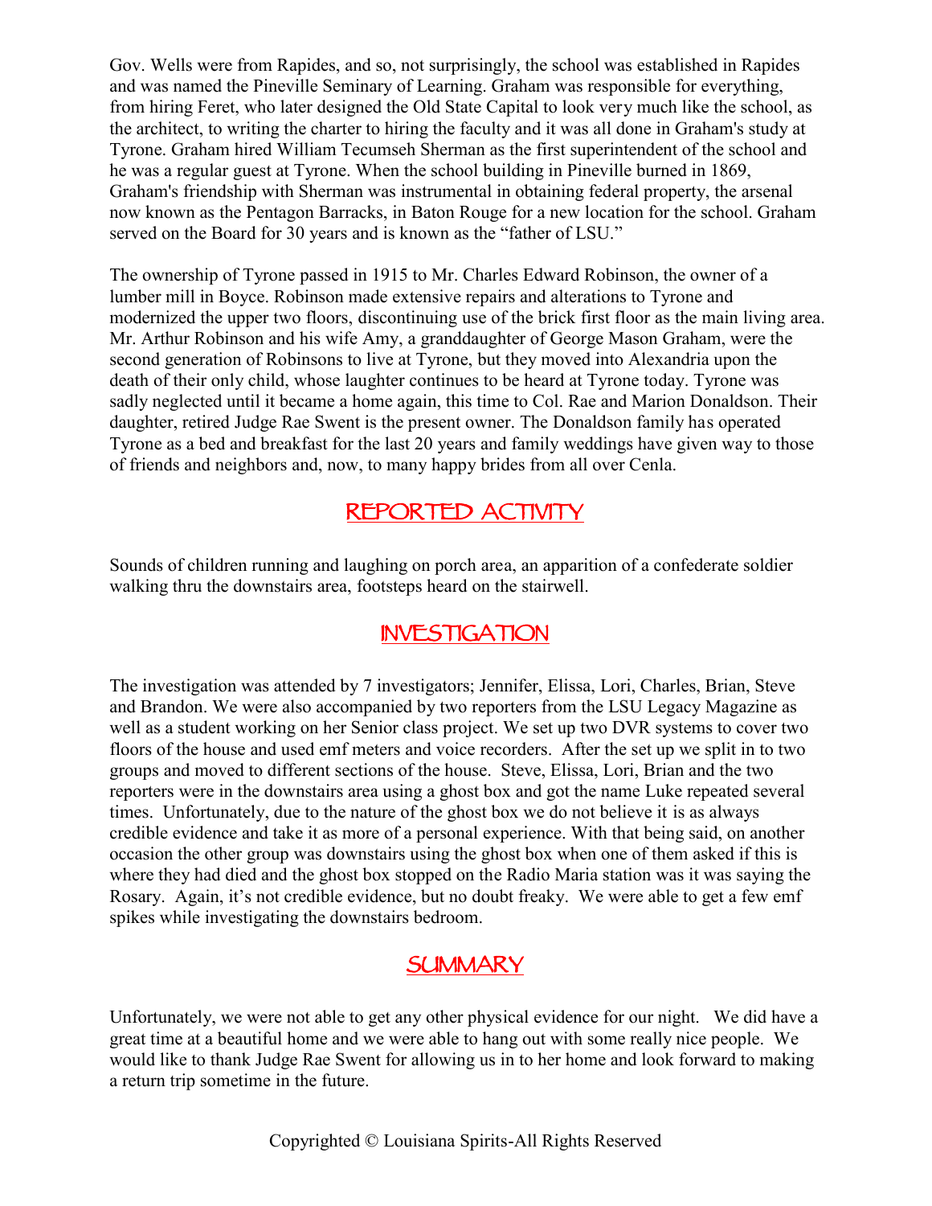Gov. Wells were from Rapides, and so, not surprisingly, the school was established in Rapides and was named the Pineville Seminary of Learning. Graham was responsible for everything, from hiring Feret, who later designed the Old State Capital to look very much like the school, as the architect, to writing the charter to hiring the faculty and it was all done in Graham's study at Tyrone. Graham hired William Tecumseh Sherman as the first superintendent of the school and he was a regular guest at Tyrone. When the school building in Pineville burned in 1869, Graham's friendship with Sherman was instrumental in obtaining federal property, the arsenal now known as the Pentagon Barracks, in Baton Rouge for a new location for the school. Graham served on the Board for 30 years and is known as the "father of LSU."

The ownership of Tyrone passed in 1915 to Mr. Charles Edward Robinson, the owner of a lumber mill in Boyce. Robinson made extensive repairs and alterations to Tyrone and modernized the upper two floors, discontinuing use of the brick first floor as the main living area. Mr. Arthur Robinson and his wife Amy, a granddaughter of George Mason Graham, were the second generation of Robinsons to live at Tyrone, but they moved into Alexandria upon the death of their only child, whose laughter continues to be heard at Tyrone today. Tyrone was sadly neglected until it became a home again, this time to Col. Rae and Marion Donaldson. Their daughter, retired Judge Rae Swent is the present owner. The Donaldson family has operated Tyrone as a bed and breakfast for the last 20 years and family weddings have given way to those of friends and neighbors and, now, to many happy brides from all over Cenla.

## REPORTED ACTIVITY

Sounds of children running and laughing on porch area, an apparition of a confederate soldier walking thru the downstairs area, footsteps heard on the stairwell.

## INVESTIGATION

The investigation was attended by 7 investigators; Jennifer, Elissa, Lori, Charles, Brian, Steve and Brandon. We were also accompanied by two reporters from the LSU Legacy Magazine as well as a student working on her Senior class project. We set up two DVR systems to cover two floors of the house and used emf meters and voice recorders. After the set up we split in to two groups and moved to different sections of the house. Steve, Elissa, Lori, Brian and the two reporters were in the downstairs area using a ghost box and got the name Luke repeated several times. Unfortunately, due to the nature of the ghost box we do not believe it is as always credible evidence and take it as more of a personal experience. With that being said, on another occasion the other group was downstairs using the ghost box when one of them asked if this is where they had died and the ghost box stopped on the Radio Maria station was it was saying the Rosary. Again, it's not credible evidence, but no doubt freaky. We were able to get a few emf spikes while investigating the downstairs bedroom.

## SUMMARY

Unfortunately, we were not able to get any other physical evidence for our night. We did have a great time at a beautiful home and we were able to hang out with some really nice people. We would like to thank Judge Rae Swent for allowing us in to her home and look forward to making a return trip sometime in the future.

Copyrighted © Louisiana Spirits-All Rights Reserved